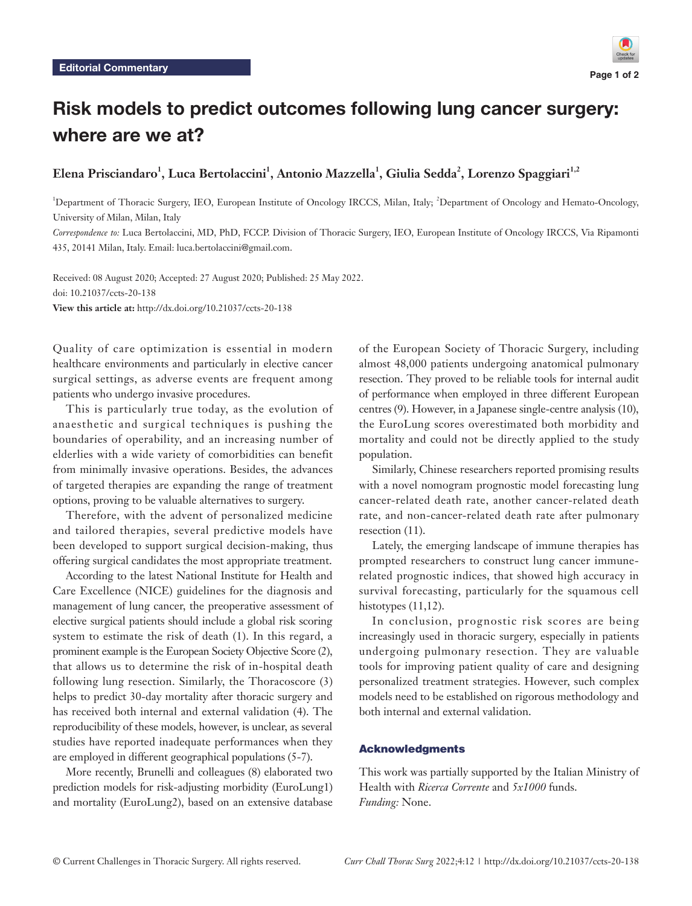Editorial Commentary

# Risk models to predict outcomes following lung cancer surgery: where are we at?

**Elena Prisciandaro[1], Luca Bertolaccini[1], Antonio Mazzella[1], Giulia Sedda[2], Lorenzo Spaggiari[1,2]**

[1]Department of Thoracic Surgery, IEO, European Institute of Oncology IRCCS, Milan, Italy; [2]Department of Oncology and Hemato-Oncology, University of Milan, Milan, Italy

*Correspondence to:* Luca Bertolaccini, MD, PhD, FCCP. Division of Thoracic Surgery, IEO, European Institute of Oncology IRCCS, Via Ripamonti 435, 20141 Milan, Italy. Email: luca.bertolaccini@gmail.com.

Received: 08 August 2020; Accepted: 27 August 2020; Published: 25 May 2022.
doi: 10.21037/ccts-20-138
**View this article at:** http://dx.doi.org/10.21037/ccts-20-138

Quality of care optimization is essential in modern healthcare environments and particularly in elective cancer surgical settings, as adverse events are frequent among patients who undergo invasive procedures.

This is particularly true today, as the evolution of anaesthetic and surgical techniques is pushing the boundaries of operability, and an increasing number of elderlies with a wide variety of comorbidities can benefit from minimally invasive operations. Besides, the advances of targeted therapies are expanding the range of treatment options, proving to be valuable alternatives to surgery.

Therefore, with the advent of personalized medicine and tailored therapies, several predictive models have been developed to support surgical decision-making, thus offering surgical candidates the most appropriate treatment.

According to the latest National Institute for Health and Care Excellence (NICE) guidelines for the diagnosis and management of lung cancer, the preoperative assessment of elective surgical patients should include a global risk scoring system to estimate the risk of death (1). In this regard, a prominent example is the European Society Objective Score (2), that allows us to determine the risk of in-hospital death following lung resection. Similarly, the Thoracoscore (3) helps to predict 30-day mortality after thoracic surgery and has received both internal and external validation (4). The reproducibility of these models, however, is unclear, as several studies have reported inadequate performances when they are employed in different geographical populations (5-7).

More recently, Brunelli and colleagues (8) elaborated two prediction models for risk-adjusting morbidity (EuroLung1) and mortality (EuroLung2), based on an extensive database of the European Society of Thoracic Surgery, including almost 48,000 patients undergoing anatomical pulmonary resection. They proved to be reliable tools for internal audit of performance when employed in three different European centres (9). However, in a Japanese single-centre analysis (10), the EuroLung scores overestimated both morbidity and mortality and could not be directly applied to the study population.

Similarly, Chinese researchers reported promising results with a novel nomogram prognostic model forecasting lung cancer-related death rate, another cancer-related death rate, and non-cancer-related death rate after pulmonary resection (11).

Lately, the emerging landscape of immune therapies has prompted researchers to construct lung cancer immune-related prognostic indices, that showed high accuracy in survival forecasting, particularly for the squamous cell histotypes (11,12).

In conclusion, prognostic risk scores are being increasingly used in thoracic surgery, especially in patients undergoing pulmonary resection. They are valuable tools for improving patient quality of care and designing personalized treatment strategies. However, such complex models need to be established on rigorous methodology and both internal and external validation.

## Acknowledgments

This work was partially supported by the Italian Ministry of Health with *Ricerca Corrente* and *5x1000* funds.
*Funding:* None.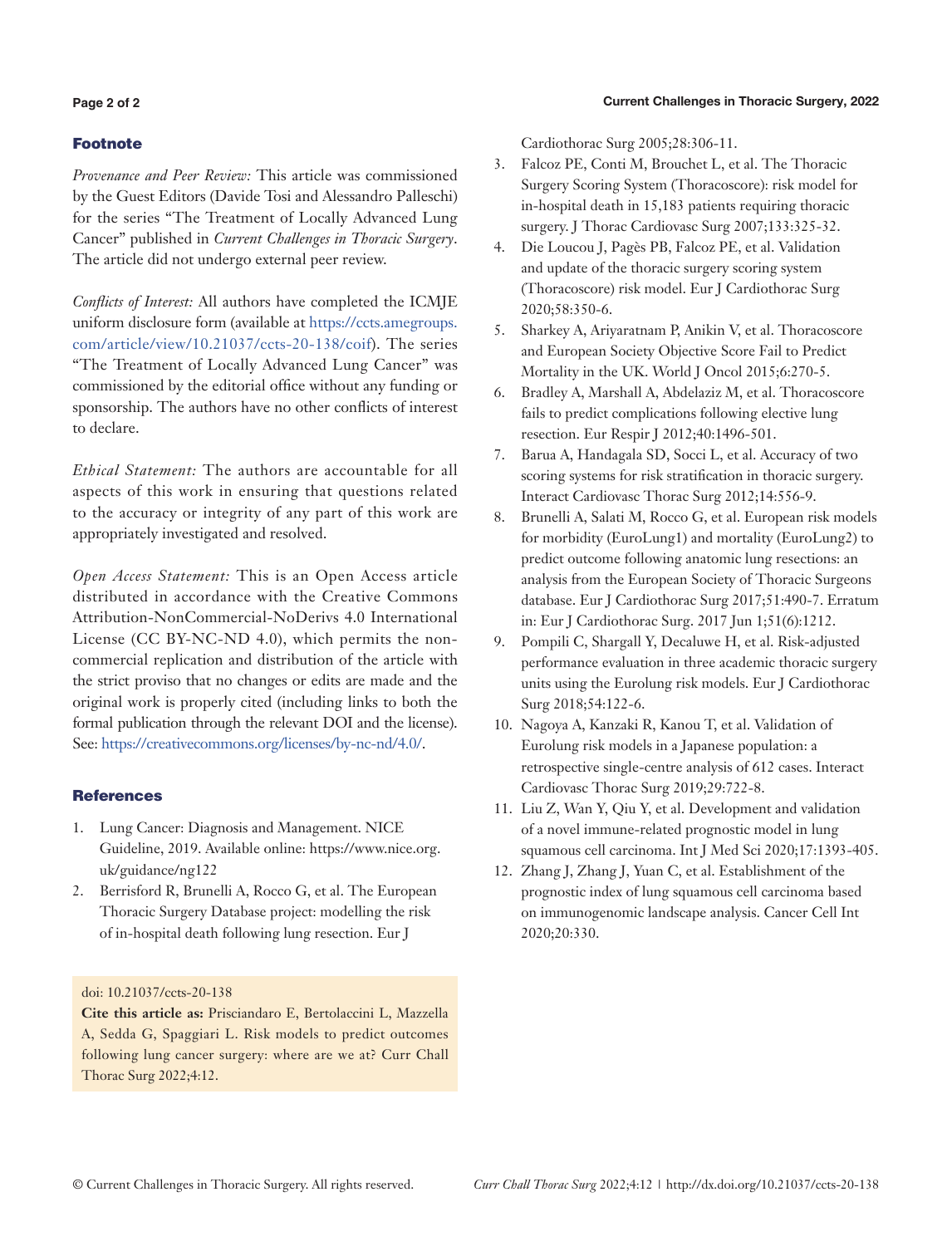## Footnote

*Provenance and Peer Review:* This article was commissioned by the Guest Editors (Davide Tosi and Alessandro Palleschi) for the series "The Treatment of Locally Advanced Lung Cancer" published in *Current Challenges in Thoracic Surgery*. The article did not undergo external peer review.

*Conflicts of Interest:* All authors have completed the ICMJE uniform disclosure form (available at https://ccts.amegroups.com/article/view/10.21037/ccts-20-138/coif). The series "The Treatment of Locally Advanced Lung Cancer" was commissioned by the editorial office without any funding or sponsorship. The authors have no other conflicts of interest to declare.

*Ethical Statement:* The authors are accountable for all aspects of this work in ensuring that questions related to the accuracy or integrity of any part of this work are appropriately investigated and resolved.

*Open Access Statement:* This is an Open Access article distributed in accordance with the Creative Commons Attribution-NonCommercial-NoDerivs 4.0 International License (CC BY-NC-ND 4.0), which permits the non-commercial replication and distribution of the article with the strict proviso that no changes or edits are made and the original work is properly cited (including links to both the formal publication through the relevant DOI and the license). See: https://creativecommons.org/licenses/by-nc-nd/4.0/.

## References

1. Lung Cancer: Diagnosis and Management. NICE Guideline, 2019. Available online: https://www.nice.org.uk/guidance/ng122
2. Berrisford R, Brunelli A, Rocco G, et al. The European Thoracic Surgery Database project: modelling the risk of in-hospital death following lung resection. Eur J Cardiothorac Surg 2005;28:306-11.
3. Falcoz PE, Conti M, Brouchet L, et al. The Thoracic Surgery Scoring System (Thoracoscore): risk model for in-hospital death in 15,183 patients requiring thoracic surgery. J Thorac Cardiovasc Surg 2007;133:325-32.
4. Die Loucou J, Pagès PB, Falcoz PE, et al. Validation and update of the thoracic surgery scoring system (Thoracoscore) risk model. Eur J Cardiothorac Surg 2020;58:350-6.
5. Sharkey A, Ariyaratnam P, Anikin V, et al. Thoracoscore and European Society Objective Score Fail to Predict Mortality in the UK. World J Oncol 2015;6:270-5.
6. Bradley A, Marshall A, Abdelaziz M, et al. Thoracoscore fails to predict complications following elective lung resection. Eur Respir J 2012;40:1496-501.
7. Barua A, Handagala SD, Socci L, et al. Accuracy of two scoring systems for risk stratification in thoracic surgery. Interact Cardiovasc Thorac Surg 2012;14:556-9.
8. Brunelli A, Salati M, Rocco G, et al. European risk models for morbidity (EuroLung1) and mortality (EuroLung2) to predict outcome following anatomic lung resections: an analysis from the European Society of Thoracic Surgeons database. Eur J Cardiothorac Surg 2017;51:490-7. Erratum in: Eur J Cardiothorac Surg. 2017 Jun 1;51(6):1212.
9. Pompili C, Shargall Y, Decaluwe H, et al. Risk-adjusted performance evaluation in three academic thoracic surgery units using the Eurolung risk models. Eur J Cardiothorac Surg 2018;54:122-6.
10. Nagoya A, Kanzaki R, Kanou T, et al. Validation of Eurolung risk models in a Japanese population: a retrospective single-centre analysis of 612 cases. Interact Cardiovasc Thorac Surg 2019;29:722-8.
11. Liu Z, Wan Y, Qiu Y, et al. Development and validation of a novel immune-related prognostic model in lung squamous cell carcinoma. Int J Med Sci 2020;17:1393-405.
12. Zhang J, Zhang J, Yuan C, et al. Establishment of the prognostic index of lung squamous cell carcinoma based on immunogenomic landscape analysis. Cancer Cell Int 2020;20:330.

doi: 10.21037/ccts-20-138

**Cite this article as:** Prisciandaro E, Bertolaccini L, Mazzella A, Sedda G, Spaggiari L. Risk models to predict outcomes following lung cancer surgery: where are we at? Curr Chall Thorac Surg 2022;4:12.